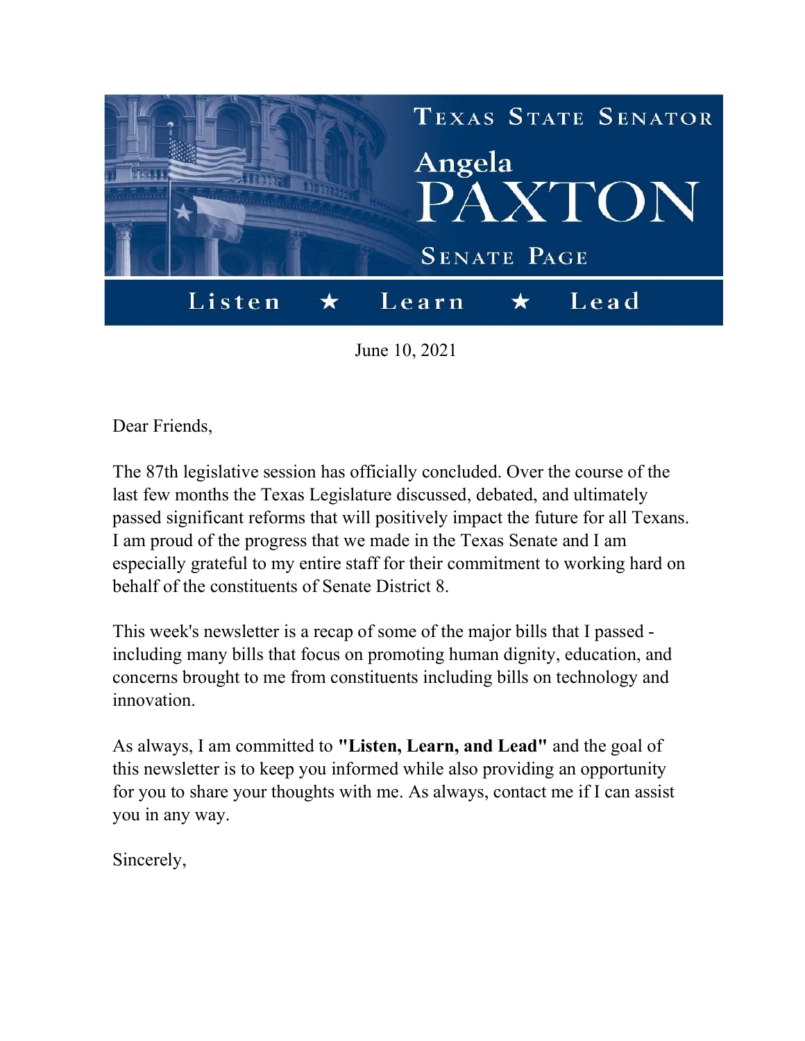# Texas State Senator Angela PAXTON

## Senate Page

**Listen ★ Learn ★ Lead**

June 10, 2021

Dear Friends,

The 87th legislative session has officially concluded. Over the course of the last few months the Texas Legislature discussed, debated, and ultimately passed significant reforms that will positively impact the future for all Texans. I am proud of the progress that we made in the Texas Senate and I am especially grateful to my entire staff for their commitment to working hard on behalf of the constituents of Senate District 8.

This week's newsletter is a recap of some of the major bills that I passed - including many bills that focus on promoting human dignity, education, and concerns brought to me from constituents including bills on technology and innovation.

As always, I am committed to **"Listen, Learn, and Lead"** and the goal of this newsletter is to keep you informed while also providing an opportunity for you to share your thoughts with me. As always, contact me if I can assist you in any way.

Sincerely,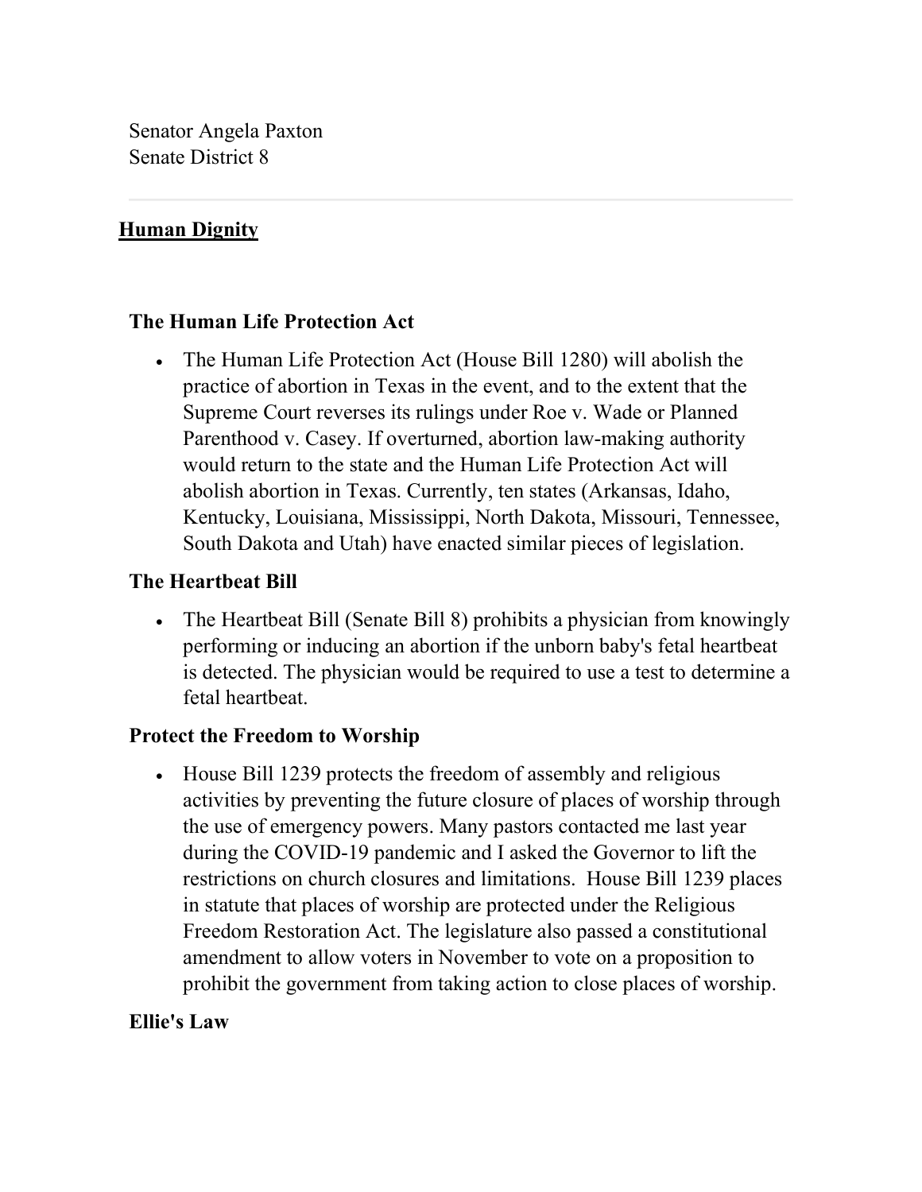Senator Angela Paxton
Senate District 8

---

## Human Dignity

### The Human Life Protection Act

- The Human Life Protection Act (House Bill 1280) will abolish the practice of abortion in Texas in the event, and to the extent that the Supreme Court reverses its rulings under Roe v. Wade or Planned Parenthood v. Casey. If overturned, abortion law-making authority would return to the state and the Human Life Protection Act will abolish abortion in Texas. Currently, ten states (Arkansas, Idaho, Kentucky, Louisiana, Mississippi, North Dakota, Missouri, Tennessee, South Dakota and Utah) have enacted similar pieces of legislation.

### The Heartbeat Bill

- The Heartbeat Bill (Senate Bill 8) prohibits a physician from knowingly performing or inducing an abortion if the unborn baby's fetal heartbeat is detected. The physician would be required to use a test to determine a fetal heartbeat.

### Protect the Freedom to Worship

- House Bill 1239 protects the freedom of assembly and religious activities by preventing the future closure of places of worship through the use of emergency powers. Many pastors contacted me last year during the COVID-19 pandemic and I asked the Governor to lift the restrictions on church closures and limitations. House Bill 1239 places in statute that places of worship are protected under the Religious Freedom Restoration Act. The legislature also passed a constitutional amendment to allow voters in November to vote on a proposition to prohibit the government from taking action to close places of worship.

### Ellie's Law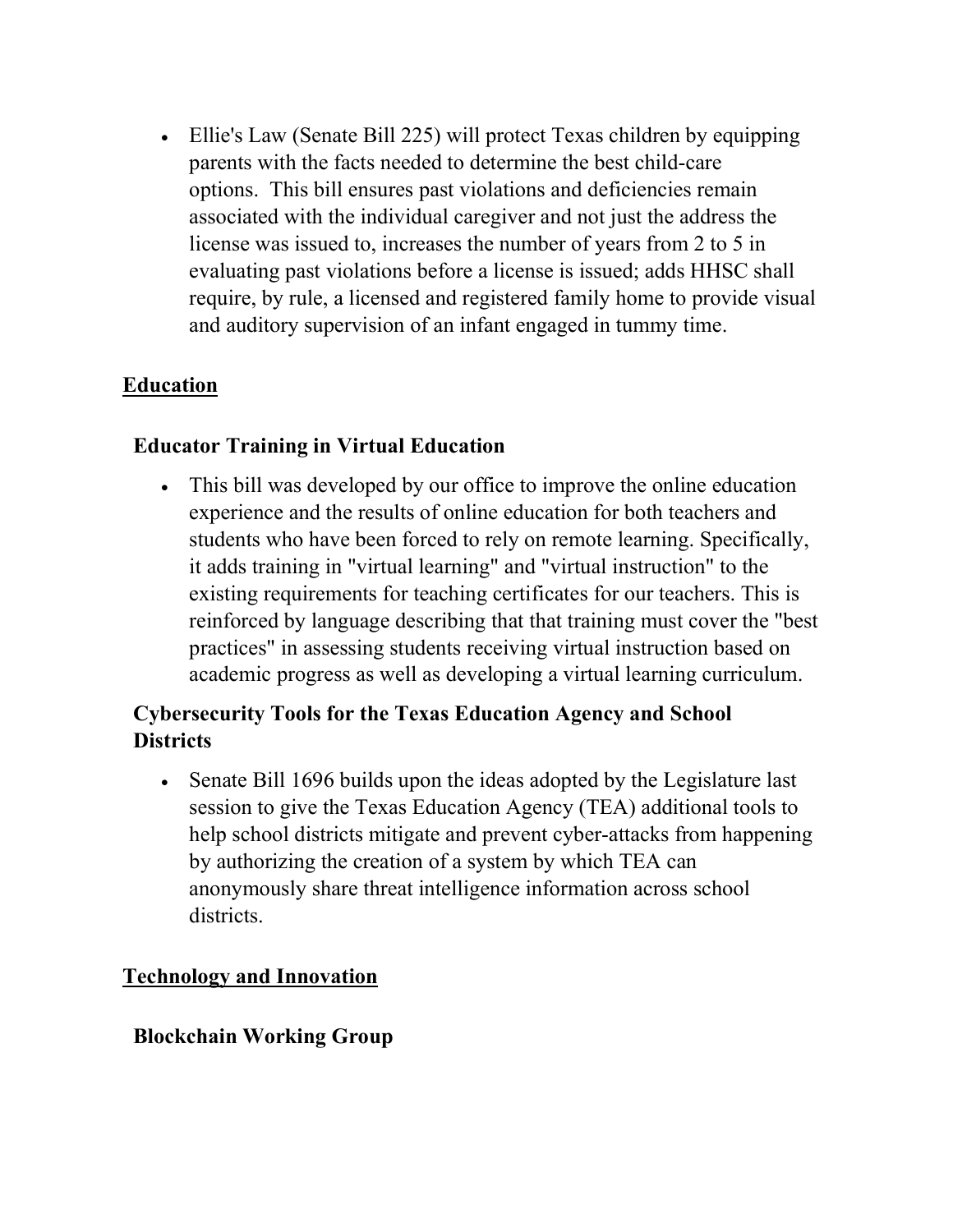- Ellie's Law (Senate Bill 225) will protect Texas children by equipping parents with the facts needed to determine the best child-care options. This bill ensures past violations and deficiencies remain associated with the individual caregiver and not just the address the license was issued to, increases the number of years from 2 to 5 in evaluating past violations before a license is issued; adds HHSC shall require, by rule, a licensed and registered family home to provide visual and auditory supervision of an infant engaged in tummy time.

## Education

### Educator Training in Virtual Education

- This bill was developed by our office to improve the online education experience and the results of online education for both teachers and students who have been forced to rely on remote learning. Specifically, it adds training in "virtual learning" and "virtual instruction" to the existing requirements for teaching certificates for our teachers. This is reinforced by language describing that that training must cover the "best practices" in assessing students receiving virtual instruction based on academic progress as well as developing a virtual learning curriculum.

### Cybersecurity Tools for the Texas Education Agency and School Districts

- Senate Bill 1696 builds upon the ideas adopted by the Legislature last session to give the Texas Education Agency (TEA) additional tools to help school districts mitigate and prevent cyber-attacks from happening by authorizing the creation of a system by which TEA can anonymously share threat intelligence information across school districts.

## Technology and Innovation

### Blockchain Working Group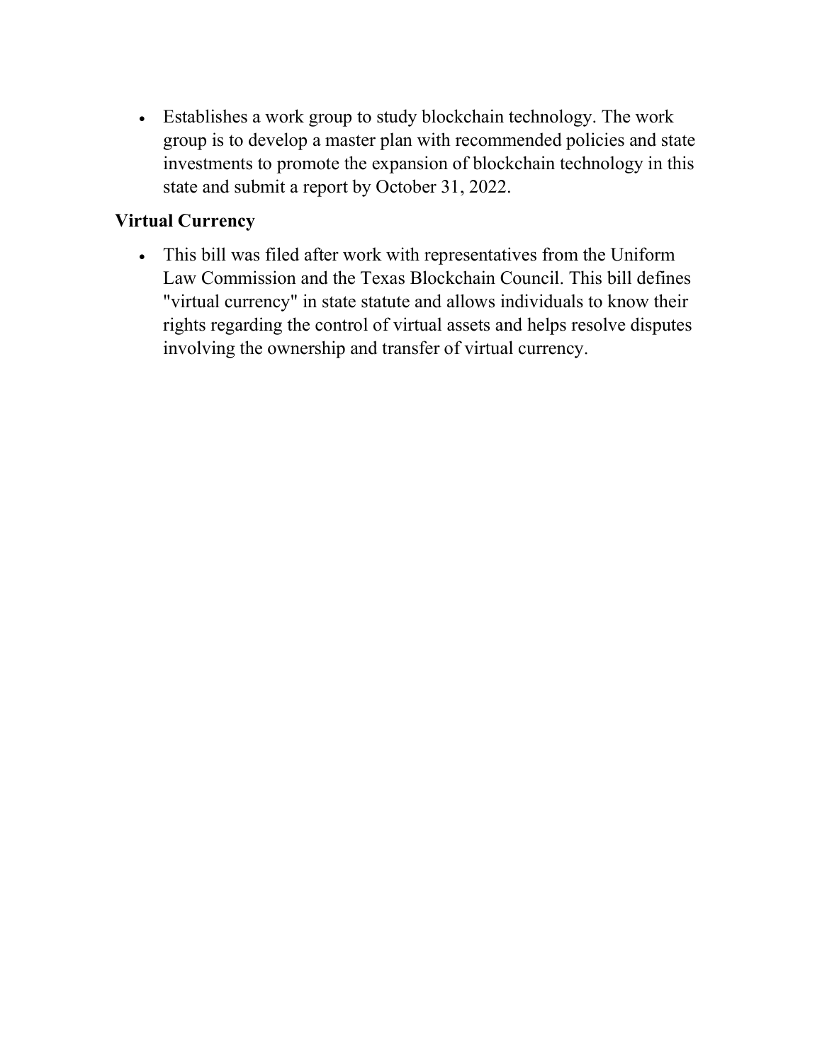- Establishes a work group to study blockchain technology. The work group is to develop a master plan with recommended policies and state investments to promote the expansion of blockchain technology in this state and submit a report by October 31, 2022.

**Virtual Currency**

- This bill was filed after work with representatives from the Uniform Law Commission and the Texas Blockchain Council. This bill defines "virtual currency" in state statute and allows individuals to know their rights regarding the control of virtual assets and helps resolve disputes involving the ownership and transfer of virtual currency.